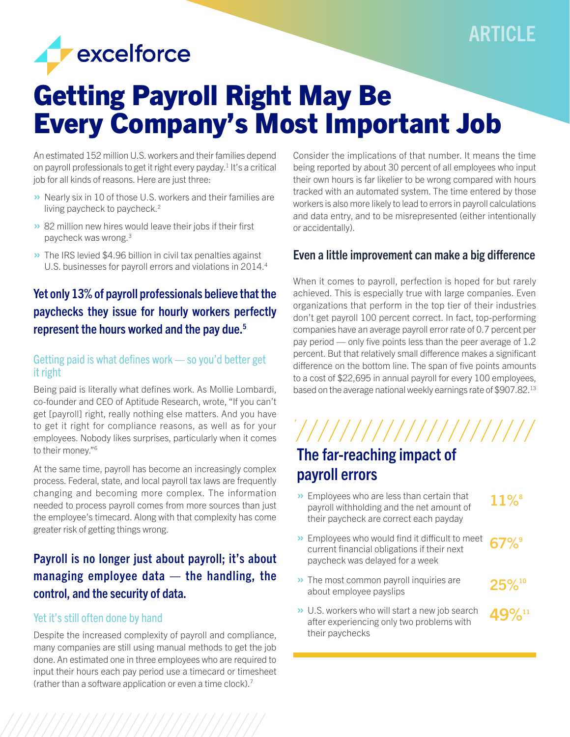ARTICLE

excelforce

# Getting Payroll Right May Be Every Company's Most Important Job

An estimated 152 million U.S. workers and their families depend on payroll professionals to get it right every payday.[1] It's a critical job for all kinds of reasons. Here are just three:

- Nearly six in 10 of those U.S. workers and their families are living paycheck to paycheck.[2]
- 82 million new hires would leave their jobs if their first paycheck was wrong.[3]
- The IRS levied $4.96 billion in civil tax penalties against U.S. businesses for payroll errors and violations in 2014.[4]

### Yet only 13% of payroll professionals believe that the paychecks they issue for hourly workers perfectly represent the hours worked and the pay due.[5]

#### Getting paid is what defines work — so you'd better get it right

Being paid is literally what defines work. As Mollie Lombardi, co-founder and CEO of Aptitude Research, wrote, "If you can't get [payroll] right, really nothing else matters. And you have to get it right for compliance reasons, as well as for your employees. Nobody likes surprises, particularly when it comes to their money."[6]

At the same time, payroll has become an increasingly complex process. Federal, state, and local payroll tax laws are frequently changing and becoming more complex. The information needed to process payroll comes from more sources than just the employee's timecard. Along with that complexity has come greater risk of getting things wrong.

### Payroll is no longer just about payroll; it's about managing employee data — the handling, the control, and the security of data.

#### Yet it's still often done by hand

Despite the increased complexity of payroll and compliance, many companies are still using manual methods to get the job done. An estimated one in three employees who are required to input their hours each pay period use a timecard or timesheet (rather than a software application or even a time clock).[7]

Consider the implications of that number. It means the time being reported by about 30 percent of all employees who input their own hours is far likelier to be wrong compared with hours tracked with an automated system. The time entered by those workers is also more likely to lead to errors in payroll calculations and data entry, and to be misrepresented (either intentionally or accidentally).

### Even a little improvement can make a big difference

When it comes to payroll, perfection is hoped for but rarely achieved. This is especially true with large companies. Even organizations that perform in the top tier of their industries don't get payroll 100 percent correct. In fact, top-performing companies have an average payroll error rate of 0.7 percent per pay period — only five points less than the peer average of 1.2 percent. But that relatively small difference makes a significant difference on the bottom line. The span of five points amounts to a cost of $22,695 in annual payroll for every 100 employees, based on the average national weekly earnings rate of $907.82.[13]

### The far-reaching impact of payroll errors

- Employees who are less than certain that payroll withholding and the net amount of their paycheck are correct each payday — **11%**[8]
- Employees who would find it difficult to meet current financial obligations if their next paycheck was delayed for a week — **67%**[9]
- The most common payroll inquiries are about employee payslips — **25%**[10]
- U.S. workers who will start a new job search after experiencing only two problems with their paychecks — **49%**[11]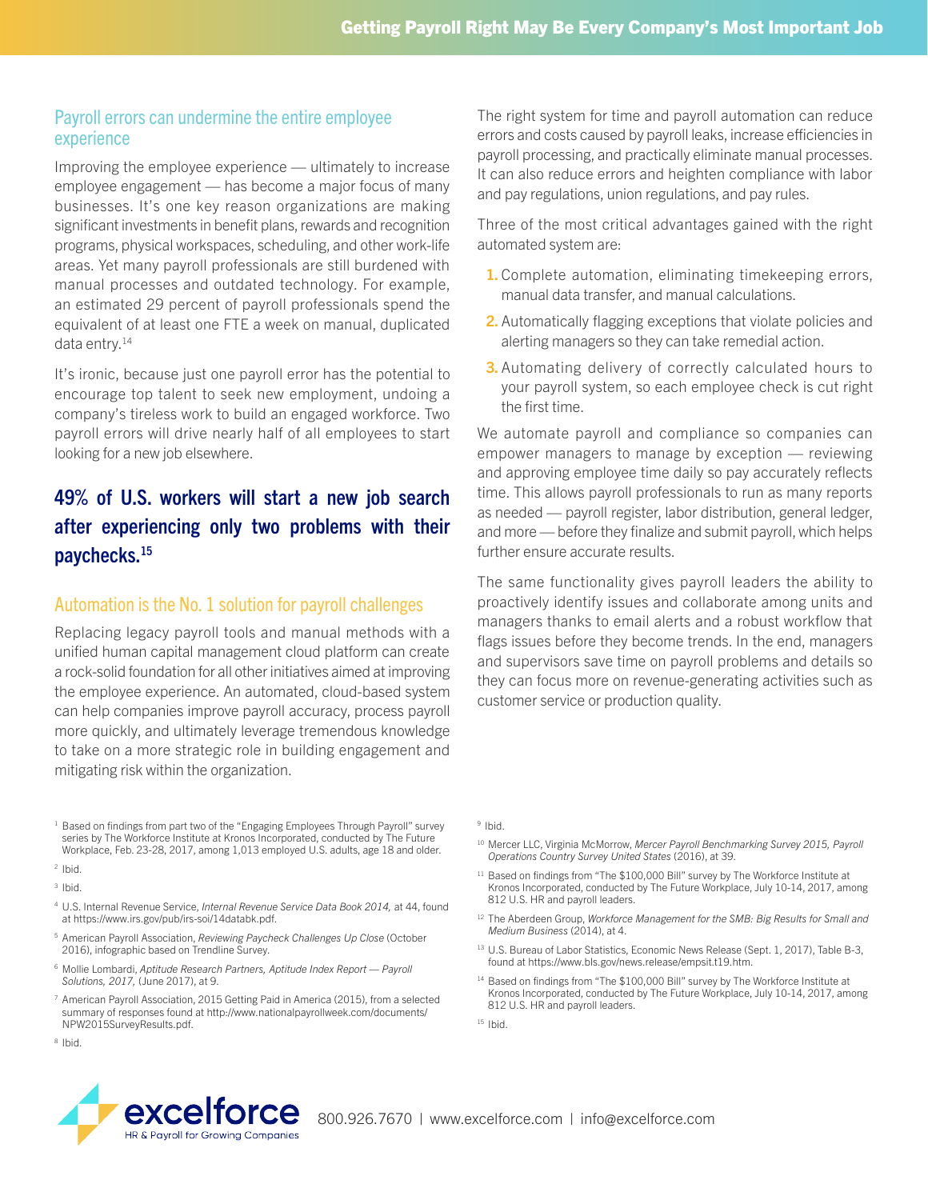## Payroll errors can undermine the entire employee experience

Improving the employee experience — ultimately to increase employee engagement — has become a major focus of many businesses. It's one key reason organizations are making significant investments in benefit plans, rewards and recognition programs, physical workspaces, scheduling, and other work-life areas. Yet many payroll professionals are still burdened with manual processes and outdated technology. For example, an estimated 29 percent of payroll professionals spend the equivalent of at least one FTE a week on manual, duplicated data entry.[14]

It's ironic, because just one payroll error has the potential to encourage top talent to seek new employment, undoing a company's tireless work to build an engaged workforce. Two payroll errors will drive nearly half of all employees to start looking for a new job elsewhere.

**49% of U.S. workers will start a new job search after experiencing only two problems with their paychecks.[15]**

## Automation is the No. 1 solution for payroll challenges

Replacing legacy payroll tools and manual methods with a unified human capital management cloud platform can create a rock-solid foundation for all other initiatives aimed at improving the employee experience. An automated, cloud-based system can help companies improve payroll accuracy, process payroll more quickly, and ultimately leverage tremendous knowledge to take on a more strategic role in building engagement and mitigating risk within the organization.

The right system for time and payroll automation can reduce errors and costs caused by payroll leaks, increase efficiencies in payroll processing, and practically eliminate manual processes. It can also reduce errors and heighten compliance with labor and pay regulations, union regulations, and pay rules.

Three of the most critical advantages gained with the right automated system are:

1. Complete automation, eliminating timekeeping errors, manual data transfer, and manual calculations.
2. Automatically flagging exceptions that violate policies and alerting managers so they can take remedial action.
3. Automating delivery of correctly calculated hours to your payroll system, so each employee check is cut right the first time.

We automate payroll and compliance so companies can empower managers to manage by exception — reviewing and approving employee time daily so pay accurately reflects time. This allows payroll professionals to run as many reports as needed — payroll register, labor distribution, general ledger, and more — before they finalize and submit payroll, which helps further ensure accurate results.

The same functionality gives payroll leaders the ability to proactively identify issues and collaborate among units and managers thanks to email alerts and a robust workflow that flags issues before they become trends. In the end, managers and supervisors save time on payroll problems and details so they can focus more on revenue-generating activities such as customer service or production quality.

---

[1] Based on findings from part two of the "Engaging Employees Through Payroll" survey series by The Workforce Institute at Kronos Incorporated, conducted by The Future Workplace, Feb. 23-28, 2017, among 1,013 employed U.S. adults, age 18 and older.

[2] Ibid.

[3] Ibid.

[4] U.S. Internal Revenue Service, *Internal Revenue Service Data Book 2014,* at 44, found at https://www.irs.gov/pub/irs-soi/14databk.pdf.

[5] American Payroll Association, *Reviewing Paycheck Challenges Up Close* (October 2016), infographic based on Trendline Survey.

[6] Mollie Lombardi, *Aptitude Research Partners, Aptitude Index Report — Payroll Solutions, 2017,* (June 2017), at 9.

[7] American Payroll Association, 2015 Getting Paid in America (2015), from a selected summary of responses found at http://www.nationalpayrollweek.com/documents/NPW2015SurveyResults.pdf.

[8] Ibid.

[9] Ibid.

[10] Mercer LLC, Virginia McMorrow, *Mercer Payroll Benchmarking Survey 2015, Payroll Operations Country Survey United States* (2016), at 39.

[11] Based on findings from "The $100,000 Bill" survey by The Workforce Institute at Kronos Incorporated, conducted by The Future Workplace, July 10-14, 2017, among 812 U.S. HR and payroll leaders.

[12] The Aberdeen Group, *Workforce Management for the SMB: Big Results for Small and Medium Business* (2014), at 4.

[13] U.S. Bureau of Labor Statistics, Economic News Release (Sept. 1, 2017), Table B-3, found at https://www.bls.gov/news.release/empsit.t19.htm.

[14] Based on findings from "The $100,000 Bill" survey by The Workforce Institute at Kronos Incorporated, conducted by The Future Workplace, July 10-14, 2017, among 812 U.S. HR and payroll leaders.

[15] Ibid.

excelforce — HR & Payroll for Growing Companies

800.926.7670 | www.excelforce.com | info@excelforce.com